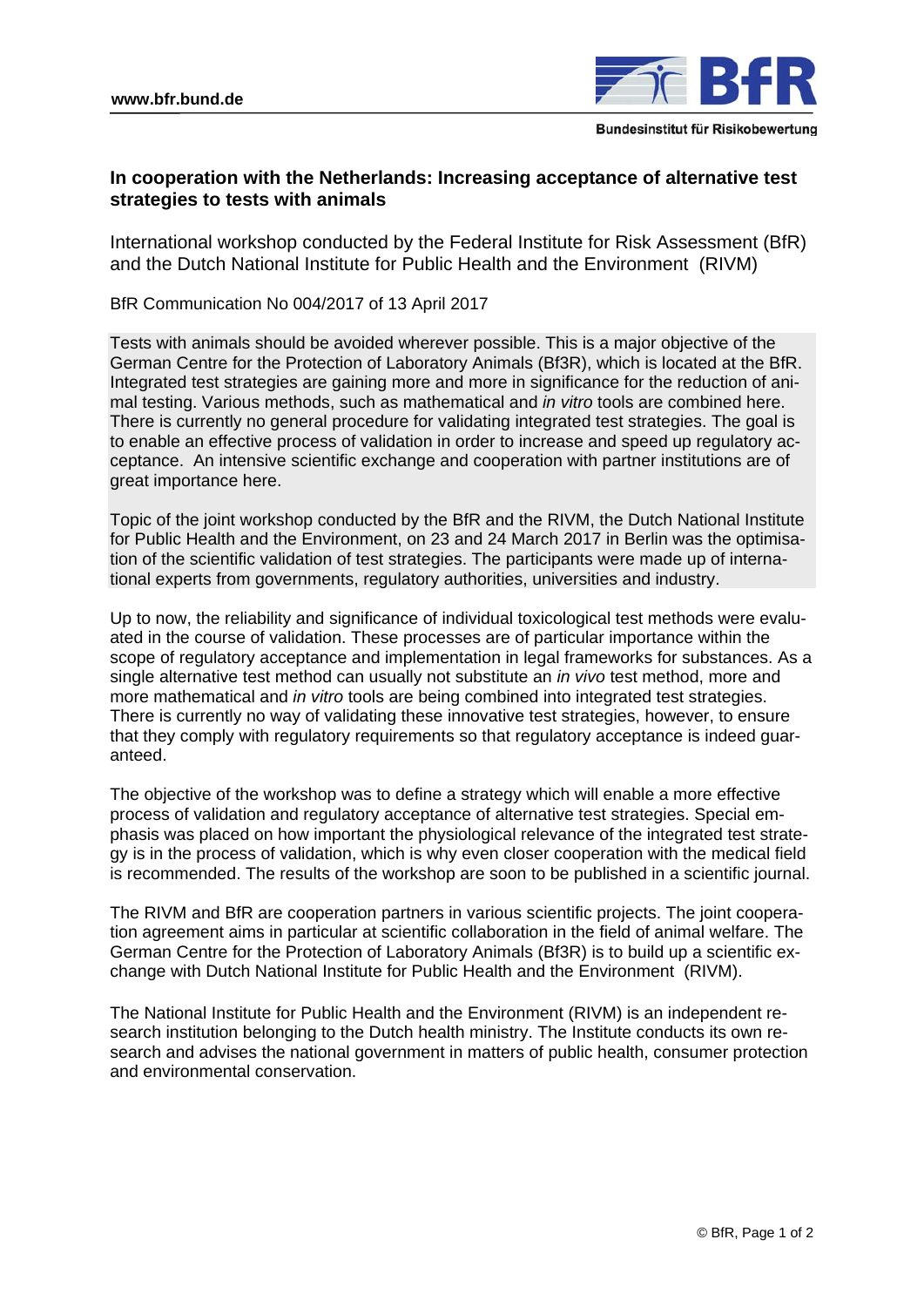# In cooperation with the Netherlands: Increasing acceptance of alternative test strategies to tests with animals

International workshop conducted by the Federal Institute for Risk Assessment (BfR) and the Dutch National Institute for Public Health and the Environment (RIVM)

BfR Communication No 004/2017 of 13 April 2017

Tests with animals should be avoided wherever possible. This is a major objective of the German Centre for the Protection of Laboratory Animals (Bf3R), which is located at the BfR. Integrated test strategies are gaining more and more in significance for the reduction of animal testing. Various methods, such as mathematical and *in vitro* tools are combined here. There is currently no general procedure for validating integrated test strategies. The goal is to enable an effective process of validation in order to increase and speed up regulatory acceptance. An intensive scientific exchange and cooperation with partner institutions are of great importance here.

Topic of the joint workshop conducted by the BfR and the RIVM, the Dutch National Institute for Public Health and the Environment, on 23 and 24 March 2017 in Berlin was the optimisation of the scientific validation of test strategies. The participants were made up of international experts from governments, regulatory authorities, universities and industry.

Up to now, the reliability and significance of individual toxicological test methods were evaluated in the course of validation. These processes are of particular importance within the scope of regulatory acceptance and implementation in legal frameworks for substances. As a single alternative test method can usually not substitute an *in vivo* test method, more and more mathematical and *in vitro* tools are being combined into integrated test strategies. There is currently no way of validating these innovative test strategies, however, to ensure that they comply with regulatory requirements so that regulatory acceptance is indeed guaranteed.

The objective of the workshop was to define a strategy which will enable a more effective process of validation and regulatory acceptance of alternative test strategies. Special emphasis was placed on how important the physiological relevance of the integrated test strategy is in the process of validation, which is why even closer cooperation with the medical field is recommended. The results of the workshop are soon to be published in a scientific journal.

The RIVM and BfR are cooperation partners in various scientific projects. The joint cooperation agreement aims in particular at scientific collaboration in the field of animal welfare. The German Centre for the Protection of Laboratory Animals (Bf3R) is to build up a scientific exchange with Dutch National Institute for Public Health and the Environment (RIVM).

The National Institute for Public Health and the Environment (RIVM) is an independent research institution belonging to the Dutch health ministry. The Institute conducts its own research and advises the national government in matters of public health, consumer protection and environmental conservation.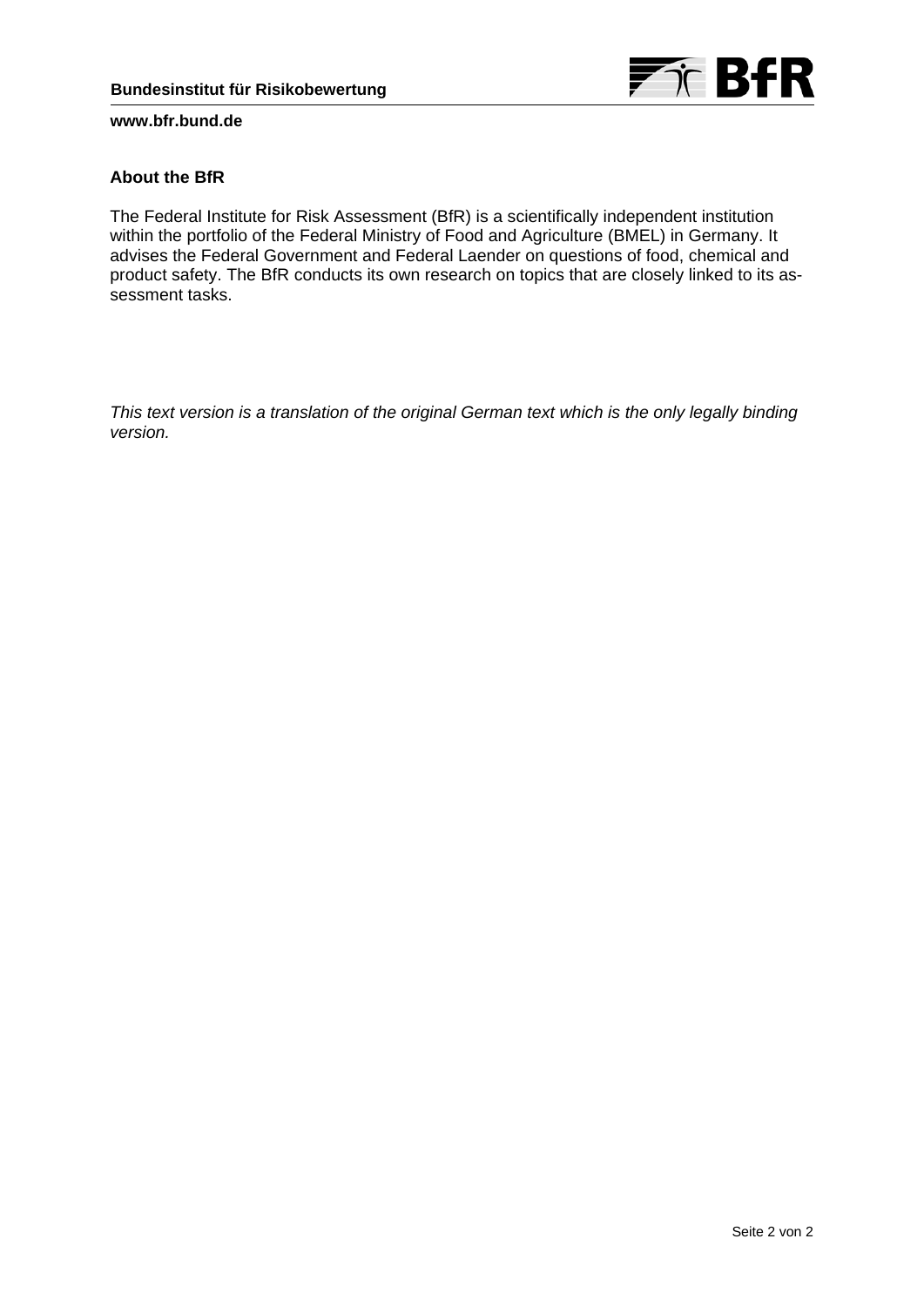## About the BfR

The Federal Institute for Risk Assessment (BfR) is a scientifically independent institution within the portfolio of the Federal Ministry of Food and Agriculture (BMEL) in Germany. It advises the Federal Government and Federal Laender on questions of food, chemical and product safety. The BfR conducts its own research on topics that are closely linked to its assessment tasks.

*This text version is a translation of the original German text which is the only legally binding version.*